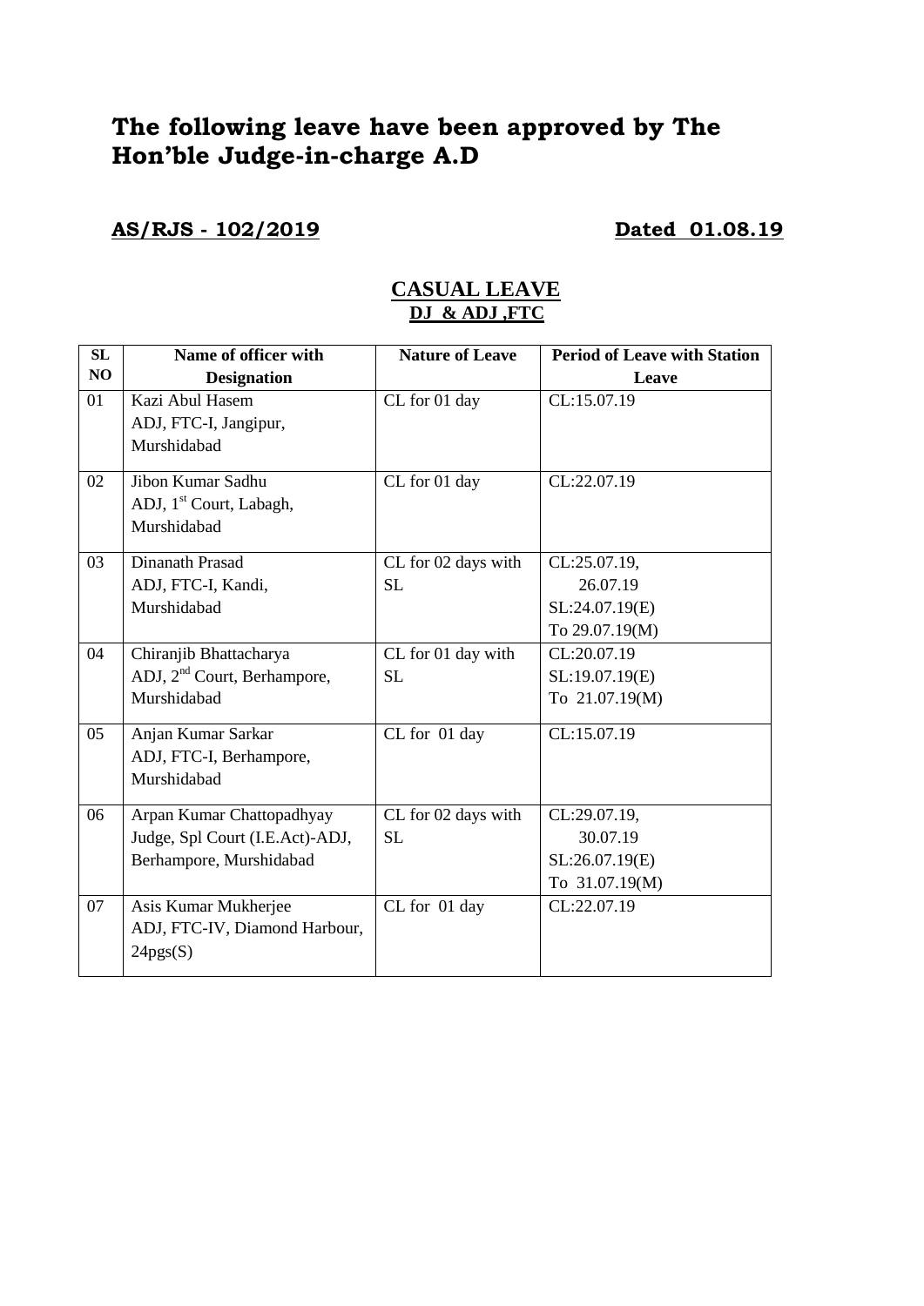# The following leave have been approved by The Hon'ble Judge-in-charge A.D

**AS/RJS - 102/2019** **Dated 01.08.19**

## CASUAL LEAVE

### DJ & ADJ ,FTC

| SL NO | Name of officer with Designation | Nature of Leave | Period of Leave with Station Leave |
|---|---|---|---|
| 01 | Kazi Abul Hasem ADJ, FTC-I, Jangipur, Murshidabad | CL for 01 day | CL:15.07.19 |
| 02 | Jibon Kumar Sadhu ADJ, 1st Court, Labagh, Murshidabad | CL for 01 day | CL:22.07.19 |
| 03 | Dinanath Prasad ADJ, FTC-I, Kandi, Murshidabad | CL for 02 days with SL | CL:25.07.19, 26.07.19 SL:24.07.19(E) To 29.07.19(M) |
| 04 | Chiranjib Bhattacharya ADJ, 2nd Court, Berhampore, Murshidabad | CL for 01 day with SL | CL:20.07.19 SL:19.07.19(E) To 21.07.19(M) |
| 05 | Anjan Kumar Sarkar ADJ, FTC-I, Berhampore, Murshidabad | CL for 01 day | CL:15.07.19 |
| 06 | Arpan Kumar Chattopadhyay Judge, Spl Court (I.E.Act)-ADJ, Berhampore, Murshidabad | CL for 02 days with SL | CL:29.07.19, 30.07.19 SL:26.07.19(E) To 31.07.19(M) |
| 07 | Asis Kumar Mukherjee ADJ, FTC-IV, Diamond Harbour, 24pgs(S) | CL for 01 day | CL:22.07.19 |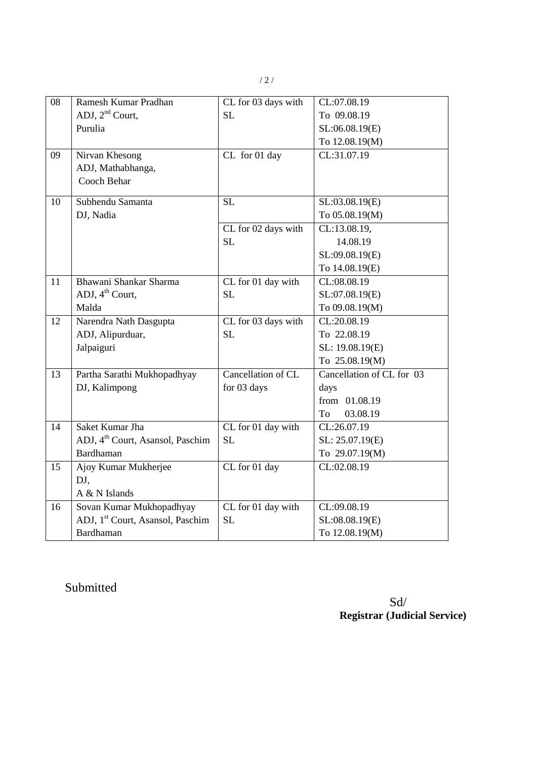| 08 | Ramesh Kumar Pradhan<br>ADJ, 2nd Court,<br>Purulia | CL for 03 days with SL | CL:07.08.19<br>To 09.08.19<br>SL:06.08.19(E)<br>To 12.08.19(M) |
|---|---|---|---|
| 09 | Nirvan Khesong<br>ADJ, Mathabhanga,<br>Cooch Behar | CL for 01 day | CL:31.07.19 |
| 10 | Subhendu Samanta<br>DJ, Nadia | SL | SL:03.08.19(E)<br>To 05.08.19(M) |
| | | CL for 02 days with SL | CL:13.08.19,<br>14.08.19<br>SL:09.08.19(E)<br>To 14.08.19(E) |
| 11 | Bhawani Shankar Sharma<br>ADJ, 4th Court,<br>Malda | CL for 01 day with SL | CL:08.08.19<br>SL:07.08.19(E)<br>To 09.08.19(M) |
| 12 | Narendra Nath Dasgupta<br>ADJ, Alipurduar,<br>Jalpaiguri | CL for 03 days with SL | CL:20.08.19<br>To 22.08.19<br>SL: 19.08.19(E)<br>To 25.08.19(M) |
| 13 | Partha Sarathi Mukhopadhyay<br>DJ, Kalimpong | Cancellation of CL for 03 days | Cancellation of CL for 03 days<br>from 01.08.19<br>To 03.08.19 |
| 14 | Saket Kumar Jha<br>ADJ, 4th Court, Asansol, Paschim Bardhaman | CL for 01 day with SL | CL:26.07.19<br>SL: 25.07.19(E)<br>To 29.07.19(M) |
| 15 | Ajoy Kumar Mukherjee<br>DJ,<br>A & N Islands | CL for 01 day | CL:02.08.19 |
| 16 | Sovan Kumar Mukhopadhyay<br>ADJ, 1st Court, Asansol, Paschim Bardhaman | CL for 01 day with SL | CL:09.08.19<br>SL:08.08.19(E)<br>To 12.08.19(M) |

Submitted

Sd/
**Registrar (Judicial Service)**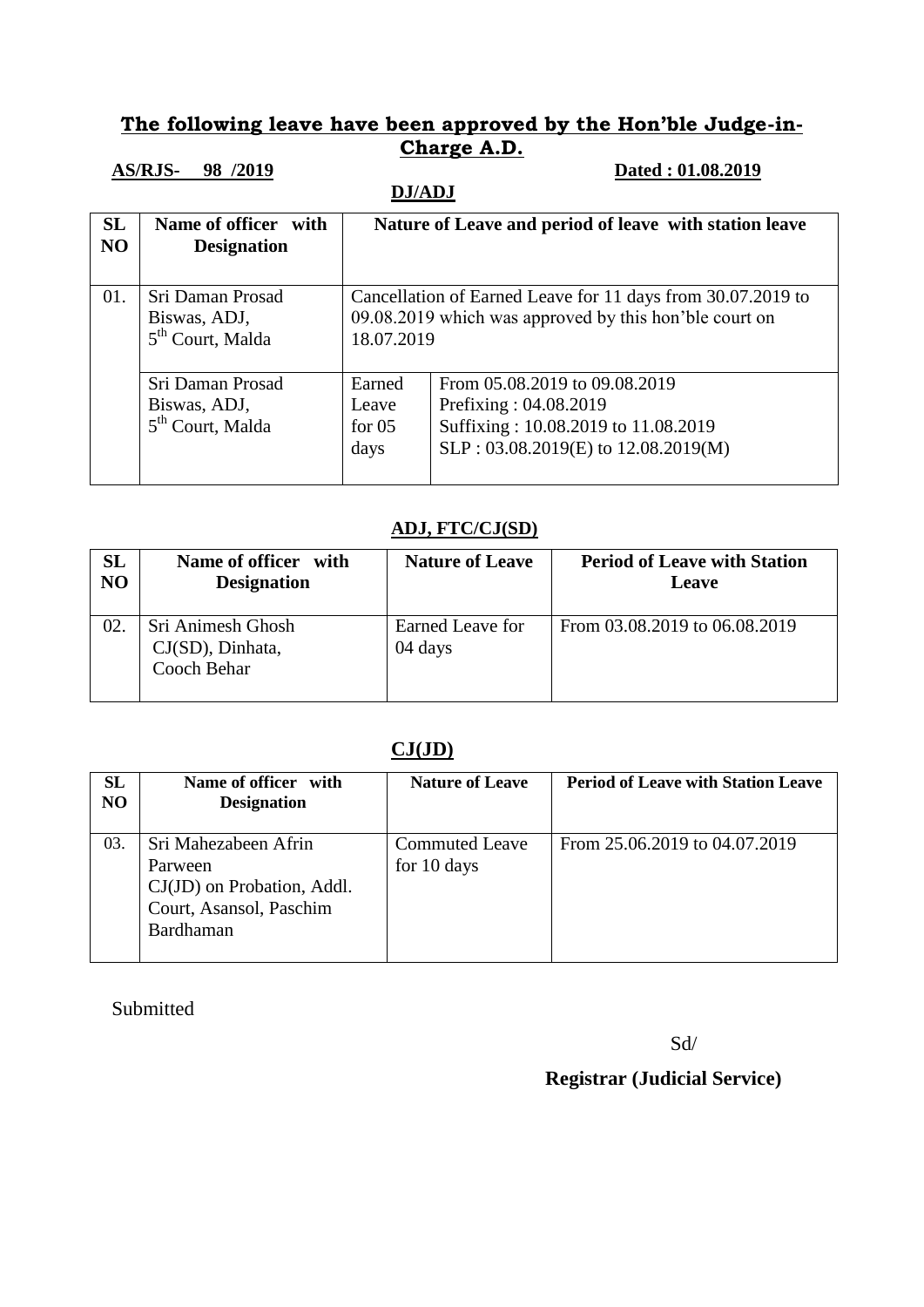## The following leave have been approved by the Hon'ble Judge-in-Charge A.D.

**AS/RJS- 98 /2019** **Dated : 01.08.2019**

**DJ/ADJ**

| SL NO | Name of officer with Designation | Nature of Leave and period of leave with station leave | |
|---|---|---|---|
| 01. | Sri Daman Prosad Biswas, ADJ, 5th Court, Malda | Cancellation of Earned Leave for 11 days from 30.07.2019 to 09.08.2019 which was approved by this hon'ble court on 18.07.2019 | |
| | Sri Daman Prosad Biswas, ADJ, 5th Court, Malda | Earned Leave for 05 days | From 05.08.2019 to 09.08.2019<br>Prefixing : 04.08.2019<br>Suffixing : 10.08.2019 to 11.08.2019<br>SLP : 03.08.2019(E) to 12.08.2019(M) |

**ADJ, FTC/CJ(SD)**

| SL NO | Name of officer with Designation | Nature of Leave | Period of Leave with Station Leave |
|---|---|---|---|
| 02. | Sri Animesh Ghosh CJ(SD), Dinhata, Cooch Behar | Earned Leave for 04 days | From 03.08.2019 to 06.08.2019 |

**CJ(JD)**

| SL NO | Name of officer with Designation | Nature of Leave | Period of Leave with Station Leave |
|---|---|---|---|
| 03. | Sri Mahezabeen Afrin Parween CJ(JD) on Probation, Addl. Court, Asansol, Paschim Bardhaman | Commuted Leave for 10 days | From 25.06.2019 to 04.07.2019 |

Submitted

Sd/

**Registrar (Judicial Service)**